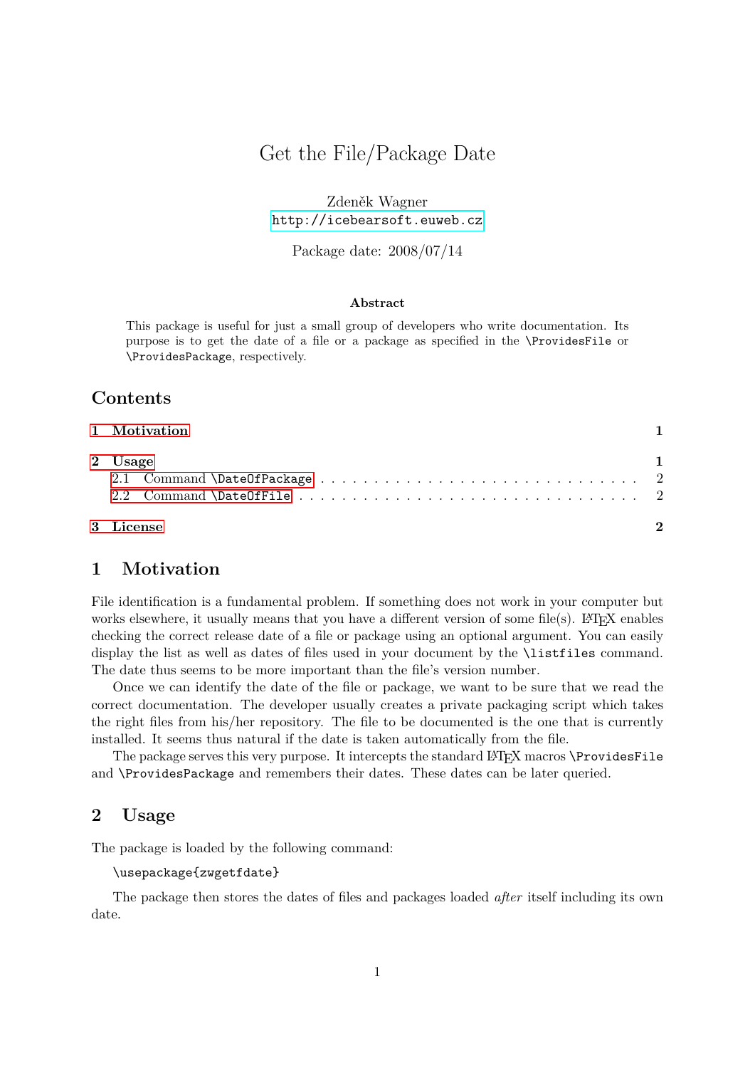# Get the File/Package Date

Zdeněk Wagner
http://icebearsoft.euweb.cz

Package date: 2008/07/14

**Abstract**

This package is useful for just a small group of developers who write documentation. Its purpose is to get the date of a file or a package as specified in the `\ProvidesFile` or `\ProvidesPackage`, respectively.

## Contents

**1 Motivation** — 1

**2 Usage** — 1

- 2.1 Command `\DateOfPackage` — 2
- 2.2 Command `\DateOfFile` — 2

**3 License** — 2

## 1 Motivation

File identification is a fundamental problem. If something does not work in your computer but works elsewhere, it usually means that you have a different version of some file(s). LaTeX enables checking the correct release date of a file or package using an optional argument. You can easily display the list as well as dates of files used in your document by the `\listfiles` command. The date thus seems to be more important than the file's version number.

Once we can identify the date of the file or package, we want to be sure that we read the correct documentation. The developer usually creates a private packaging script which takes the right files from his/her repository. The file to be documented is the one that is currently installed. It seems thus natural if the date is taken automatically from the file.

The package serves this very purpose. It intercepts the standard LaTeX macros `\ProvidesFile` and `\ProvidesPackage` and remembers their dates. These dates can be later queried.

## 2 Usage

The package is loaded by the following command:

```
\usepackage{zwgetfdate}
```

The package then stores the dates of files and packages loaded *after* itself including its own date.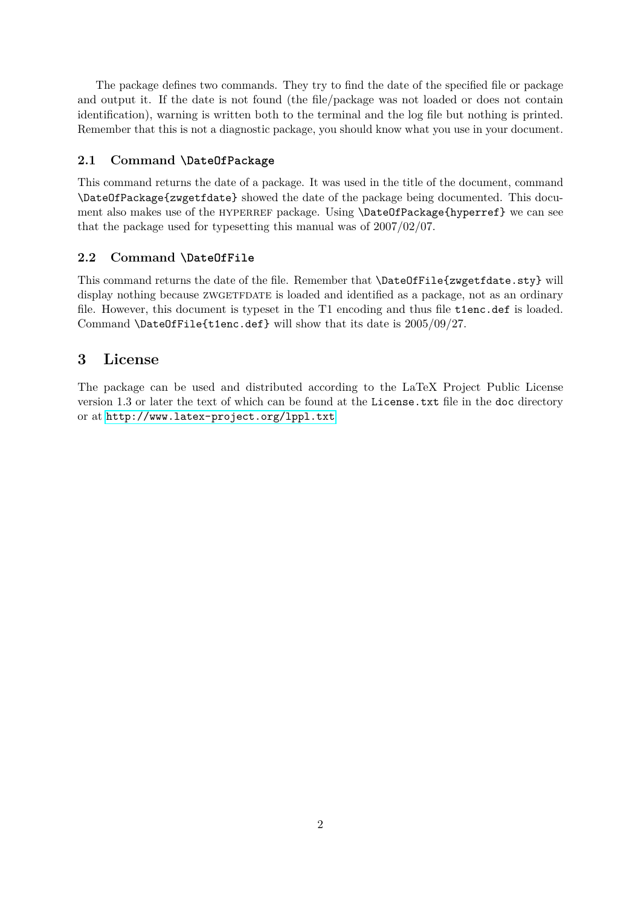The package defines two commands. They try to find the date of the specified file or package and output it. If the date is not found (the file/package was not loaded or does not contain identification), warning is written both to the terminal and the log file but nothing is printed. Remember that this is not a diagnostic package, you should know what you use in your document.

### 2.1 Command `\DateOfPackage`

This command returns the date of a package. It was used in the title of the document, command `\DateOfPackage{zwgetfdate}` showed the date of the package being documented. This document also makes use of the HYPERREF package. Using `\DateOfPackage{hyperref}` we can see that the package used for typesetting this manual was of 2007/02/07.

### 2.2 Command `\DateOfFile`

This command returns the date of the file. Remember that `\DateOfFile{zwgetfdate.sty}` will display nothing because ZWGETFDATE is loaded and identified as a package, not as an ordinary file. However, this document is typeset in the T1 encoding and thus file `t1enc.def` is loaded. Command `\DateOfFile{t1enc.def}` will show that its date is 2005/09/27.

## 3 License

The package can be used and distributed according to the LaTeX Project Public License version 1.3 or later the text of which can be found at the `License.txt` file in the `doc` directory or at `http://www.latex-project.org/lppl.txt`